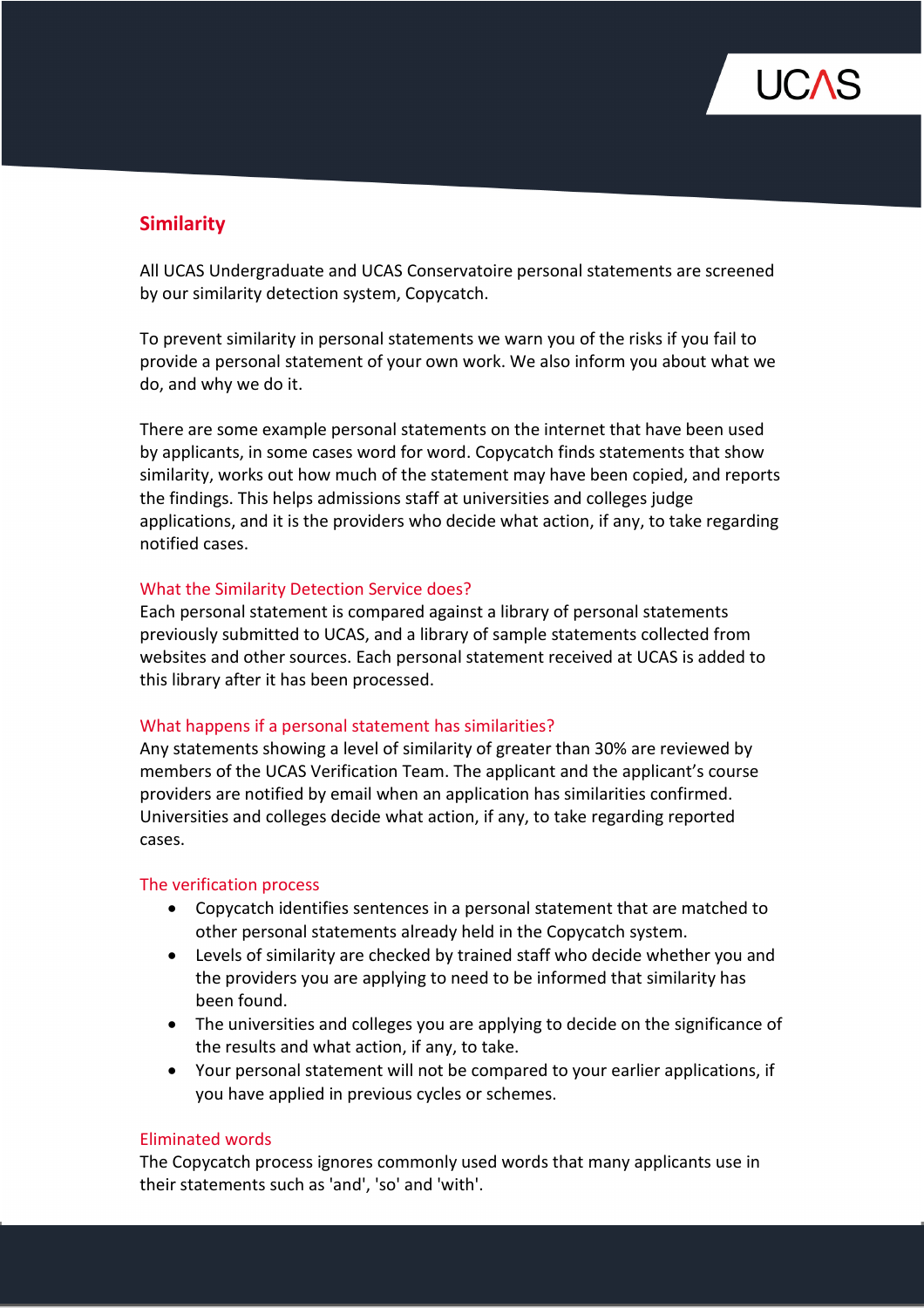# Similarity

All UCAS Undergraduate and UCAS Conservatoire personal statements are screened by our similarity detection system, Copycatch.

To prevent similarity in personal statements we warn you of the risks if you fail to provide a personal statement of your own work. We also inform you about what we do, and why we do it.

There are some example personal statements on the internet that have been used by applicants, in some cases word for word. Copycatch finds statements that show similarity, works out how much of the statement may have been copied, and reports the findings. This helps admissions staff at universities and colleges judge applications, and it is the providers who decide what action, if any, to take regarding notified cases.

## What the Similarity Detection Service does?

Each personal statement is compared against a library of personal statements previously submitted to UCAS, and a library of sample statements collected from websites and other sources. Each personal statement received at UCAS is added to this library after it has been processed.

## What happens if a personal statement has similarities?

Any statements showing a level of similarity of greater than 30% are reviewed by members of the UCAS Verification Team. The applicant and the applicant's course providers are notified by email when an application has similarities confirmed. Universities and colleges decide what action, if any, to take regarding reported cases.

## The verification process

- Copycatch identifies sentences in a personal statement that are matched to other personal statements already held in the Copycatch system.
- Levels of similarity are checked by trained staff who decide whether you and the providers you are applying to need to be informed that similarity has been found.
- The universities and colleges you are applying to decide on the significance of the results and what action, if any, to take.
- Your personal statement will not be compared to your earlier applications, if you have applied in previous cycles or schemes.

## Eliminated words

The Copycatch process ignores commonly used words that many applicants use in their statements such as 'and', 'so' and 'with'.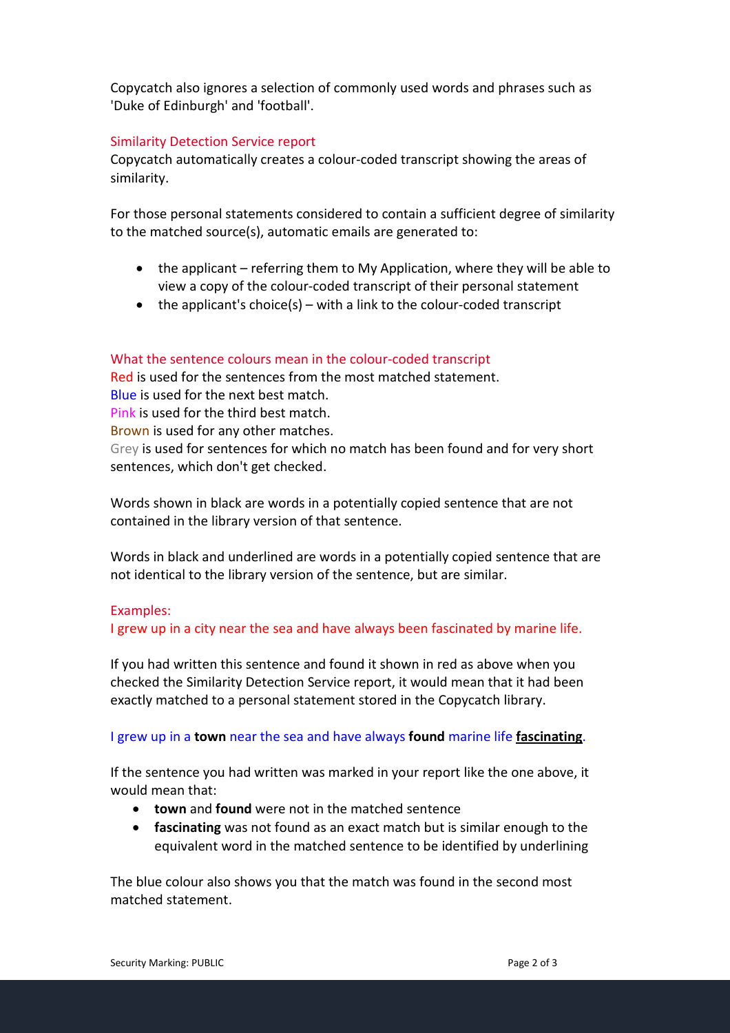Copycatch also ignores a selection of commonly used words and phrases such as 'Duke of Edinburgh' and 'football'.

## Similarity Detection Service report

Copycatch automatically creates a colour-coded transcript showing the areas of similarity.

For those personal statements considered to contain a sufficient degree of similarity to the matched source(s), automatic emails are generated to:

- the applicant – referring them to My Application, where they will be able to view a copy of the colour-coded transcript of their personal statement
- the applicant's choice(s) – with a link to the colour-coded transcript

## What the sentence colours mean in the colour-coded transcript

Red is used for the sentences from the most matched statement.
Blue is used for the next best match.
Pink is used for the third best match.
Brown is used for any other matches.
Grey is used for sentences for which no match has been found and for very short sentences, which don't get checked.

Words shown in black are words in a potentially copied sentence that are not contained in the library version of that sentence.

Words in black and underlined are words in a potentially copied sentence that are not identical to the library version of the sentence, but are similar.

## Examples:

I grew up in a city near the sea and have always been fascinated by marine life.

If you had written this sentence and found it shown in red as above when you checked the Similarity Detection Service report, it would mean that it had been exactly matched to a personal statement stored in the Copycatch library.

I grew up in a **town** near the sea and have always **found** marine life <u>**fascinating**</u>.

If the sentence you had written was marked in your report like the one above, it would mean that:

- **town** and **found** were not in the matched sentence
- **fascinating** was not found as an exact match but is similar enough to the equivalent word in the matched sentence to be identified by underlining

The blue colour also shows you that the match was found in the second most matched statement.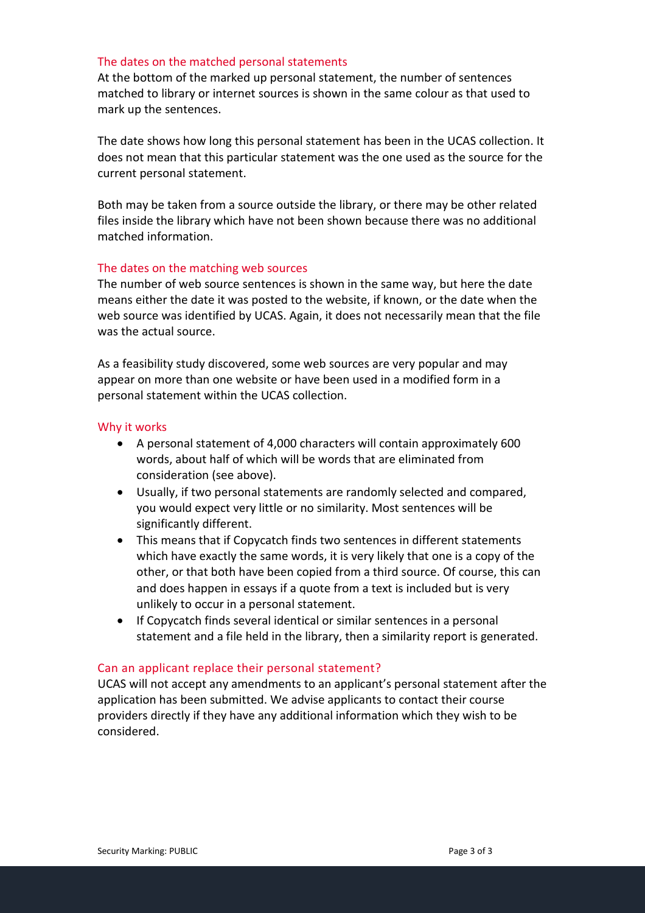## The dates on the matched personal statements

At the bottom of the marked up personal statement, the number of sentences matched to library or internet sources is shown in the same colour as that used to mark up the sentences.

The date shows how long this personal statement has been in the UCAS collection. It does not mean that this particular statement was the one used as the source for the current personal statement.

Both may be taken from a source outside the library, or there may be other related files inside the library which have not been shown because there was no additional matched information.

## The dates on the matching web sources

The number of web source sentences is shown in the same way, but here the date means either the date it was posted to the website, if known, or the date when the web source was identified by UCAS. Again, it does not necessarily mean that the file was the actual source.

As a feasibility study discovered, some web sources are very popular and may appear on more than one website or have been used in a modified form in a personal statement within the UCAS collection.

## Why it works

- A personal statement of 4,000 characters will contain approximately 600 words, about half of which will be words that are eliminated from consideration (see above).
- Usually, if two personal statements are randomly selected and compared, you would expect very little or no similarity. Most sentences will be significantly different.
- This means that if Copycatch finds two sentences in different statements which have exactly the same words, it is very likely that one is a copy of the other, or that both have been copied from a third source. Of course, this can and does happen in essays if a quote from a text is included but is very unlikely to occur in a personal statement.
- If Copycatch finds several identical or similar sentences in a personal statement and a file held in the library, then a similarity report is generated.

## Can an applicant replace their personal statement?

UCAS will not accept any amendments to an applicant's personal statement after the application has been submitted. We advise applicants to contact their course providers directly if they have any additional information which they wish to be considered.

Security Marking: PUBLIC